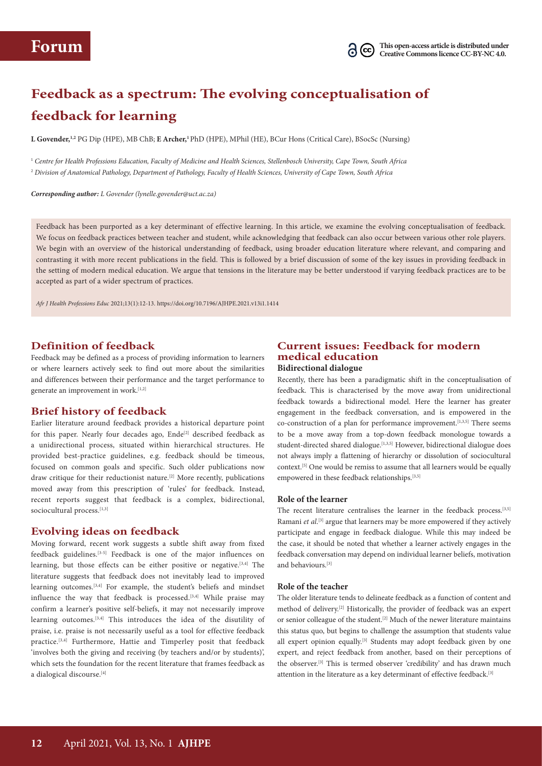# Feedback as a spectrum: The evolving conceptualisation of feedback for learning

**L Govender,**[1,2] PG Dip (HPE), MB ChB; **E Archer,**[1] PhD (HPE), MPhil (HE), BCur Hons (Critical Care), BSocSc (Nursing)

[1] *Centre for Health Professions Education, Faculty of Medicine and Health Sciences, Stellenbosch University, Cape Town, South Africa*
[2] *Division of Anatomical Pathology, Department of Pathology, Faculty of Health Sciences, University of Cape Town, South Africa*

***Corresponding author:** L Govender (lynelle.govender@uct.ac.za)*

Feedback has been purported as a key determinant of effective learning. In this article, we examine the evolving conceptualisation of feedback. We focus on feedback practices between teacher and student, while acknowledging that feedback can also occur between various other role players. We begin with an overview of the historical understanding of feedback, using broader education literature where relevant, and comparing and contrasting it with more recent publications in the field. This is followed by a brief discussion of some of the key issues in providing feedback in the setting of modern medical education. We argue that tensions in the literature may be better understood if varying feedback practices are to be accepted as part of a wider spectrum of practices.

*Afr J Health Professions Educ* 2021;13(1):12-13. https://doi.org/10.7196/AJHPE.2021.v13i1.1414

## Definition of feedback

Feedback may be defined as a process of providing information to learners or where learners actively seek to find out more about the similarities and differences between their performance and the target performance to generate an improvement in work.[1,2]

## Brief history of feedback

Earlier literature around feedback provides a historical departure point for this paper. Nearly four decades ago, Ende[2] described feedback as a unidirectional process, situated within hierarchical structures. He provided best-practice guidelines, e.g. feedback should be timeous, focused on common goals and specific. Such older publications now draw critique for their reductionist nature.[2] More recently, publications moved away from this prescription of 'rules' for feedback. Instead, recent reports suggest that feedback is a complex, bidirectional, sociocultural process.[1,3]

## Evolving ideas on feedback

Moving forward, recent work suggests a subtle shift away from fixed feedback guidelines.[3-5] Feedback is one of the major influences on learning, but those effects can be either positive or negative.[3,4] The literature suggests that feedback does not inevitably lead to improved learning outcomes.[3,4] For example, the student's beliefs and mindset influence the way that feedback is processed.[3,4] While praise may confirm a learner's positive self-beliefs, it may not necessarily improve learning outcomes.[3,4] This introduces the idea of the disutility of praise, i.e. praise is not necessarily useful as a tool for effective feedback practice.[3,4] Furthermore, Hattie and Timperley posit that feedback 'involves both the giving and receiving (by teachers and/or by students)', which sets the foundation for the recent literature that frames feedback as a dialogical discourse.[4]

## Current issues: Feedback for modern medical education

### Bidirectional dialogue

Recently, there has been a paradigmatic shift in the conceptualisation of feedback. This is characterised by the move away from unidirectional feedback towards a bidirectional model. Here the learner has greater engagement in the feedback conversation, and is empowered in the co-construction of a plan for performance improvement.[1,3,5] There seems to be a move away from a top-down feedback monologue towards a student-directed shared dialogue.[1,3,5] However, bidirectional dialogue does not always imply a flattening of hierarchy or dissolution of sociocultural context.[5] One would be remiss to assume that all learners would be equally empowered in these feedback relationships.[3,5]

### Role of the learner

The recent literature centralises the learner in the feedback process.[3,5] Ramani *et al.*[3] argue that learners may be more empowered if they actively participate and engage in feedback dialogue. While this may indeed be the case, it should be noted that whether a learner actively engages in the feedback conversation may depend on individual learner beliefs, motivation and behaviours.[3]

### Role of the teacher

The older literature tends to delineate feedback as a function of content and method of delivery.[2] Historically, the provider of feedback was an expert or senior colleague of the student.[2] Much of the newer literature maintains this status quo, but begins to challenge the assumption that students value all expert opinion equally.[3] Students may adopt feedback given by one expert, and reject feedback from another, based on their perceptions of the observer.[3] This is termed observer 'credibility' and has drawn much attention in the literature as a key determinant of effective feedback.[3]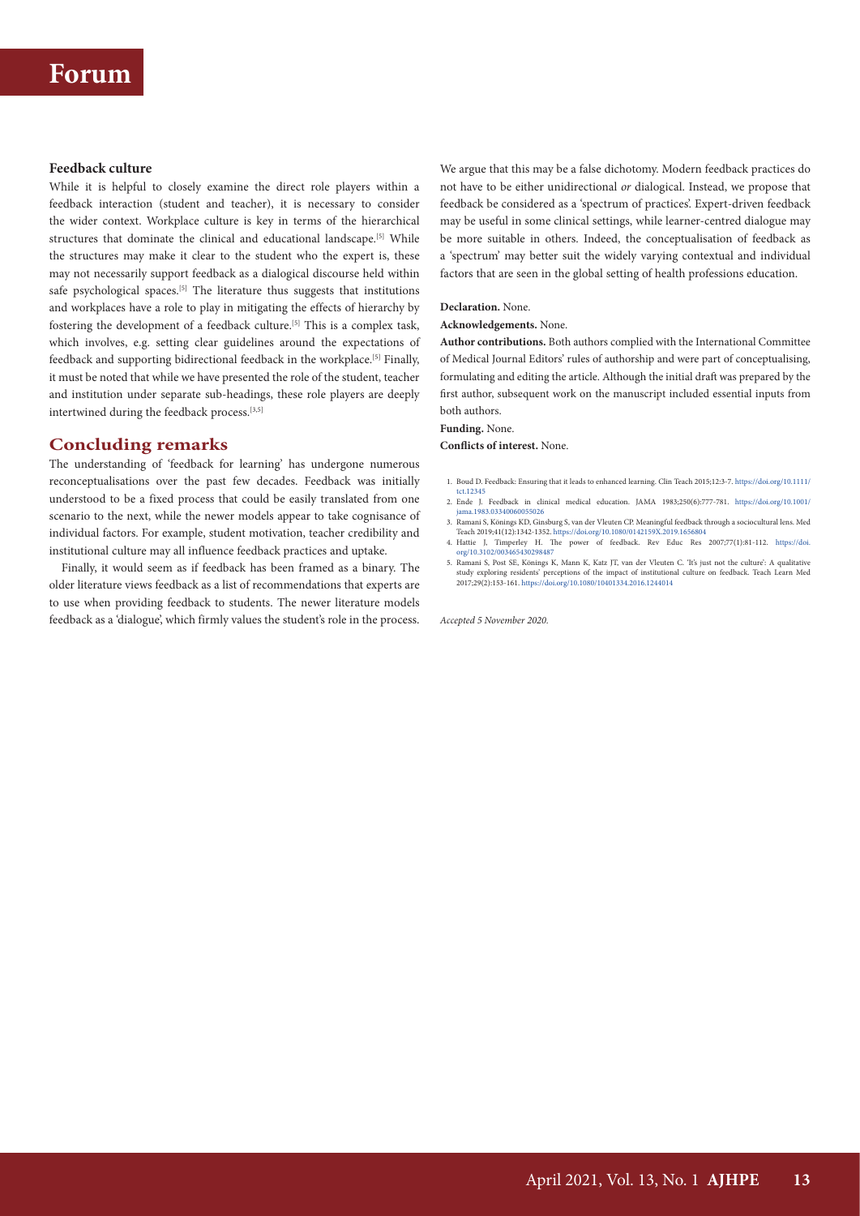### Feedback culture

While it is helpful to closely examine the direct role players within a feedback interaction (student and teacher), it is necessary to consider the wider context. Workplace culture is key in terms of the hierarchical structures that dominate the clinical and educational landscape.[5] While the structures may make it clear to the student who the expert is, these may not necessarily support feedback as a dialogical discourse held within safe psychological spaces.[5] The literature thus suggests that institutions and workplaces have a role to play in mitigating the effects of hierarchy by fostering the development of a feedback culture.[5] This is a complex task, which involves, e.g. setting clear guidelines around the expectations of feedback and supporting bidirectional feedback in the workplace.[5] Finally, it must be noted that while we have presented the role of the student, teacher and institution under separate sub-headings, these role players are deeply intertwined during the feedback process.[3,5]

## Concluding remarks

The understanding of 'feedback for learning' has undergone numerous reconceptualisations over the past few decades. Feedback was initially understood to be a fixed process that could be easily translated from one scenario to the next, while the newer models appear to take cognisance of individual factors. For example, student motivation, teacher credibility and institutional culture may all influence feedback practices and uptake.

Finally, it would seem as if feedback has been framed as a binary. The older literature views feedback as a list of recommendations that experts are to use when providing feedback to students. The newer literature models feedback as a 'dialogue', which firmly values the student's role in the process. We argue that this may be a false dichotomy. Modern feedback practices do not have to be either unidirectional *or* dialogical. Instead, we propose that feedback be considered as a 'spectrum of practices'. Expert-driven feedback may be useful in some clinical settings, while learner-centred dialogue may be more suitable in others. Indeed, the conceptualisation of feedback as a 'spectrum' may better suit the widely varying contextual and individual factors that are seen in the global setting of health professions education.

**Declaration.** None.

**Acknowledgements.** None.

**Author contributions.** Both authors complied with the International Committee of Medical Journal Editors' rules of authorship and were part of conceptualising, formulating and editing the article. Although the initial draft was prepared by the first author, subsequent work on the manuscript included essential inputs from both authors.

**Funding.** None.

**Conflicts of interest.** None.

1. Boud D. Feedback: Ensuring that it leads to enhanced learning. Clin Teach 2015;12:3-7. https://doi.org/10.1111/tct.12345
2. Ende J. Feedback in clinical medical education. JAMA 1983;250(6):777-781. https://doi.org/10.1001/jama.1983.03340060055026
3. Ramani S, Könings KD, Ginsburg S, van der Vleuten CP. Meaningful feedback through a sociocultural lens. Med Teach 2019;41(12):1342-1352. https://doi.org/10.1080/0142159X.2019.1656804
4. Hattie J, Timperley H. The power of feedback. Rev Educ Res 2007;77(1):81-112. https://doi.org/10.3102/003465430298487
5. Ramani S, Post SE, Könings K, Mann K, Katz JT, van der Vleuten C. 'It's just not the culture': A qualitative study exploring residents' perceptions of the impact of institutional culture on feedback. Teach Learn Med 2017;29(2):153-161. https://doi.org/10.1080/10401334.2016.1244014

*Accepted 5 November 2020.*